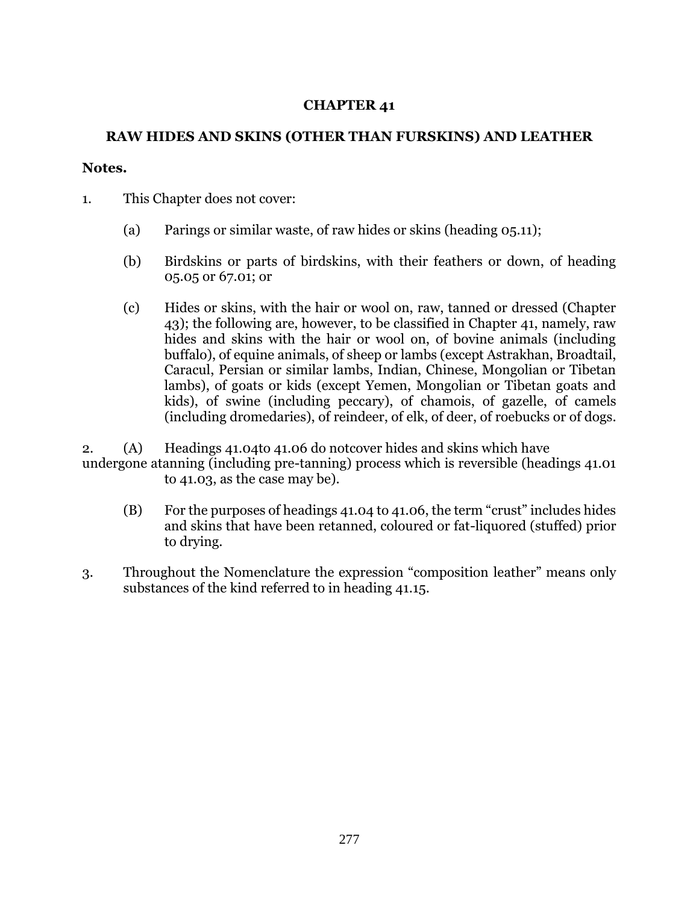# CHAPTER 41

## RAW HIDES AND SKINS (OTHER THAN FURSKINS) AND LEATHER

**Notes.**

1. This Chapter does not cover:

   (a) Parings or similar waste, of raw hides or skins (heading 05.11);

   (b) Birdskins or parts of birdskins, with their feathers or down, of heading 05.05 or 67.01; or

   (c) Hides or skins, with the hair or wool on, raw, tanned or dressed (Chapter 43); the following are, however, to be classified in Chapter 41, namely, raw hides and skins with the hair or wool on, of bovine animals (including buffalo), of equine animals, of sheep or lambs (except Astrakhan, Broadtail, Caracul, Persian or similar lambs, Indian, Chinese, Mongolian or Tibetan lambs), of goats or kids (except Yemen, Mongolian or Tibetan goats and kids), of swine (including peccary), of chamois, of gazelle, of camels (including dromedaries), of reindeer, of elk, of deer, of roebucks or of dogs.

2. (A) Headings 41.04to 41.06 do notcover hides and skins which have undergone atanning (including pre-tanning) process which is reversible (headings 41.01 to 41.03, as the case may be).

   (B) For the purposes of headings 41.04 to 41.06, the term "crust" includes hides and skins that have been retanned, coloured or fat-liquored (stuffed) prior to drying.

3. Throughout the Nomenclature the expression "composition leather" means only substances of the kind referred to in heading 41.15.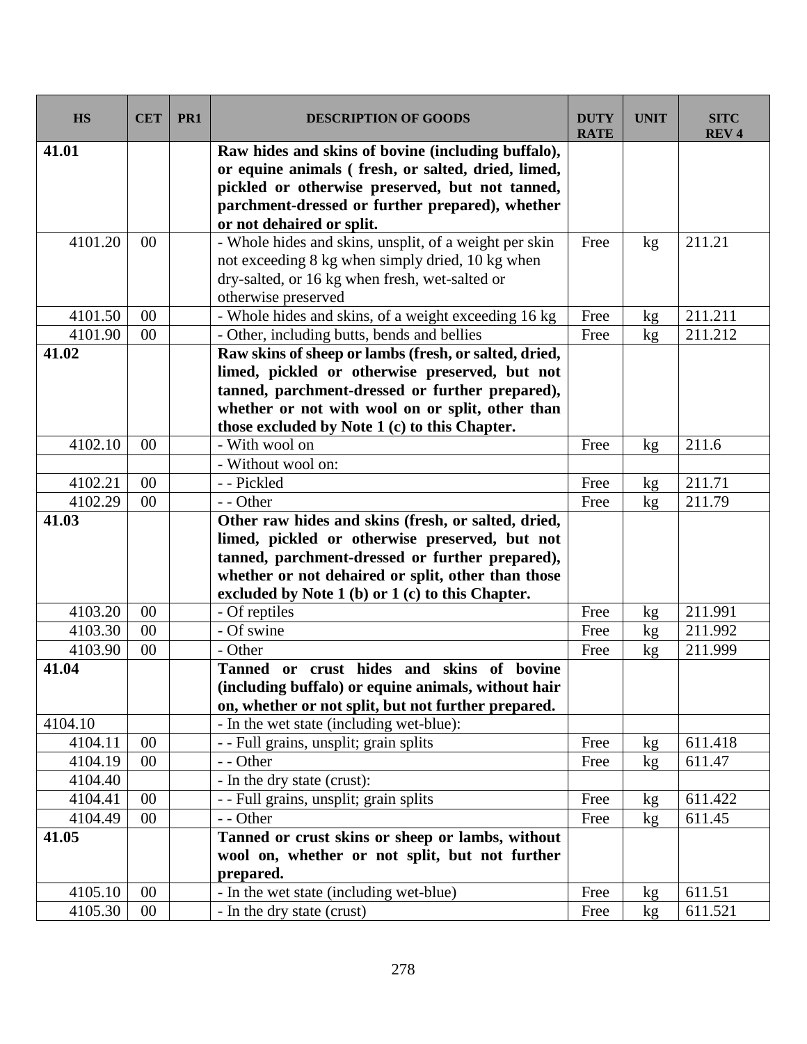| HS | CET | PR1 | DESCRIPTION OF GOODS | DUTY RATE | UNIT | SITC REV 4 |
|---|---|---|---|---|---|---|
| **41.01** | | | **Raw hides and skins of bovine (including buffalo), or equine animals ( fresh, or salted, dried, limed, pickled or otherwise preserved, but not tanned, parchment-dressed or further prepared), whether or not dehaired or split.** | | | |
| 4101.20 | 00 | | - Whole hides and skins, unsplit, of a weight per skin not exceeding 8 kg when simply dried, 10 kg when dry-salted, or 16 kg when fresh, wet-salted or otherwise preserved | Free | kg | 211.21 |
| 4101.50 | 00 | | - Whole hides and skins, of a weight exceeding 16 kg | Free | kg | 211.211 |
| 4101.90 | 00 | | - Other, including butts, bends and bellies | Free | kg | 211.212 |
| **41.02** | | | **Raw skins of sheep or lambs (fresh, or salted, dried, limed, pickled or otherwise preserved, but not tanned, parchment-dressed or further prepared), whether or not with wool on or split, other than those excluded by Note 1 (c) to this Chapter.** | | | |
| 4102.10 | 00 | | - With wool on | Free | kg | 211.6 |
| | | | - Without wool on: | | | |
| 4102.21 | 00 | | - - Pickled | Free | kg | 211.71 |
| 4102.29 | 00 | | - - Other | Free | kg | 211.79 |
| **41.03** | | | **Other raw hides and skins (fresh, or salted, dried, limed, pickled or otherwise preserved, but not tanned, parchment-dressed or further prepared), whether or not dehaired or split, other than those excluded by Note 1 (b) or 1 (c) to this Chapter.** | | | |
| 4103.20 | 00 | | - Of reptiles | Free | kg | 211.991 |
| 4103.30 | 00 | | - Of swine | Free | kg | 211.992 |
| 4103.90 | 00 | | - Other | Free | kg | 211.999 |
| **41.04** | | | **Tanned or crust hides and skins of bovine (including buffalo) or equine animals, without hair on, whether or not split, but not further prepared.** | | | |
| 4104.10 | | | - In the wet state (including wet-blue): | | | |
| 4104.11 | 00 | | - - Full grains, unsplit; grain splits | Free | kg | 611.418 |
| 4104.19 | 00 | | - - Other | Free | kg | 611.47 |
| 4104.40 | | | - In the dry state (crust): | | | |
| 4104.41 | 00 | | - - Full grains, unsplit; grain splits | Free | kg | 611.422 |
| 4104.49 | 00 | | - - Other | Free | kg | 611.45 |
| **41.05** | | | **Tanned or crust skins or sheep or lambs, without wool on, whether or not split, but not further prepared.** | | | |
| 4105.10 | 00 | | - In the wet state (including wet-blue) | Free | kg | 611.51 |
| 4105.30 | 00 | | - In the dry state (crust) | Free | kg | 611.521 |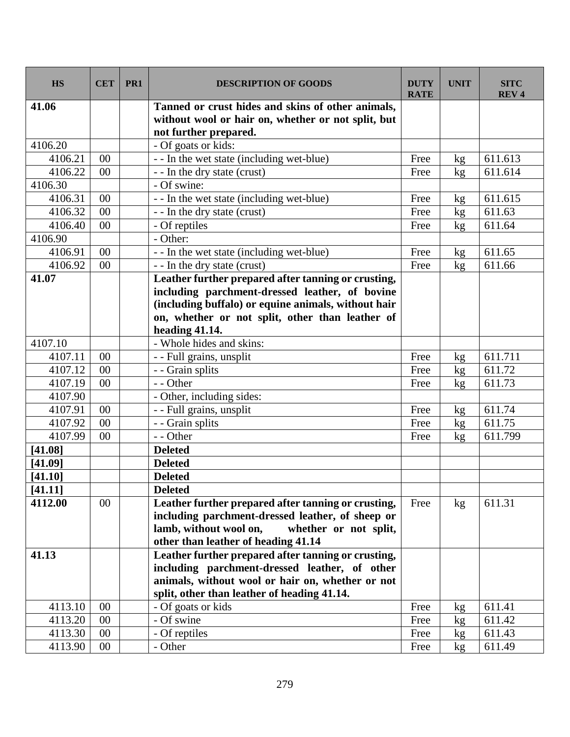| HS | CET | PR1 | DESCRIPTION OF GOODS | DUTY RATE | UNIT | SITC REV 4 |
|---|---|---|---|---|---|---|
| **41.06** | | | **Tanned or crust hides and skins of other animals, without wool or hair on, whether or not split, but not further prepared.** | | | |
| 4106.20 | | | - Of goats or kids: | | | |
| 4106.21 | 00 | | - - In the wet state (including wet-blue) | Free | kg | 611.613 |
| 4106.22 | 00 | | - - In the dry state (crust) | Free | kg | 611.614 |
| 4106.30 | | | - Of swine: | | | |
| 4106.31 | 00 | | - - In the wet state (including wet-blue) | Free | kg | 611.615 |
| 4106.32 | 00 | | - - In the dry state (crust) | Free | kg | 611.63 |
| 4106.40 | 00 | | - Of reptiles | Free | kg | 611.64 |
| 4106.90 | | | - Other: | | | |
| 4106.91 | 00 | | - - In the wet state (including wet-blue) | Free | kg | 611.65 |
| 4106.92 | 00 | | - - In the dry state (crust) | Free | kg | 611.66 |
| **41.07** | | | **Leather further prepared after tanning or crusting, including parchment-dressed leather, of bovine (including buffalo) or equine animals, without hair on, whether or not split, other than leather of heading 41.14.** | | | |
| 4107.10 | | | - Whole hides and skins: | | | |
| 4107.11 | 00 | | - - Full grains, unsplit | Free | kg | 611.711 |
| 4107.12 | 00 | | - - Grain splits | Free | kg | 611.72 |
| 4107.19 | 00 | | - - Other | Free | kg | 611.73 |
| 4107.90 | | | - Other, including sides: | | | |
| 4107.91 | 00 | | - - Full grains, unsplit | Free | kg | 611.74 |
| 4107.92 | 00 | | - - Grain splits | Free | kg | 611.75 |
| 4107.99 | 00 | | - - Other | Free | kg | 611.799 |
| **[41.08]** | | | **Deleted** | | | |
| **[41.09]** | | | **Deleted** | | | |
| **[41.10]** | | | **Deleted** | | | |
| **[41.11]** | | | **Deleted** | | | |
| **4112.00** | 00 | | **Leather further prepared after tanning or crusting, including parchment-dressed leather, of sheep or lamb, without wool on, whether or not split, other than leather of heading 41.14** | Free | kg | 611.31 |
| **41.13** | | | **Leather further prepared after tanning or crusting, including parchment-dressed leather, of other animals, without wool or hair on, whether or not split, other than leather of heading 41.14.** | | | |
| 4113.10 | 00 | | - Of goats or kids | Free | kg | 611.41 |
| 4113.20 | 00 | | - Of swine | Free | kg | 611.42 |
| 4113.30 | 00 | | - Of reptiles | Free | kg | 611.43 |
| 4113.90 | 00 | | - Other | Free | kg | 611.49 |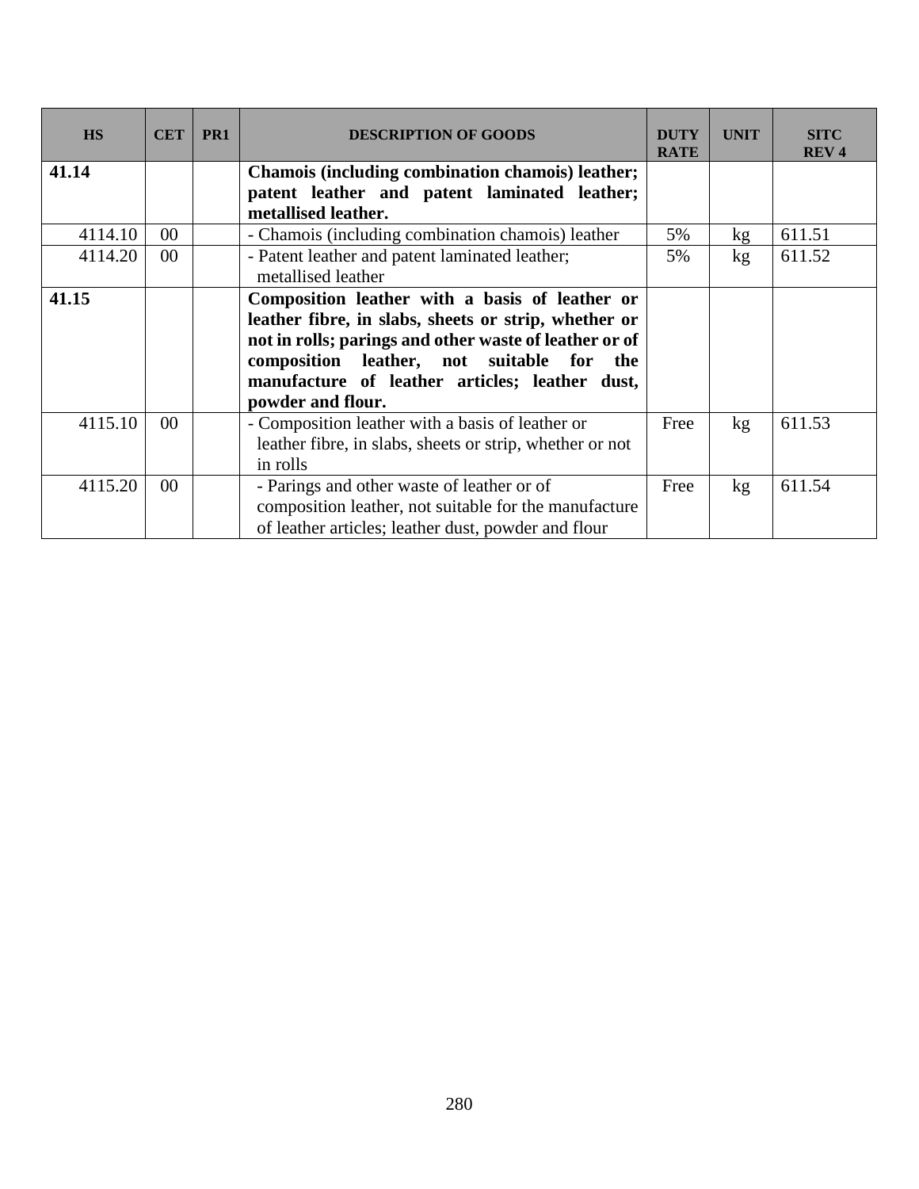| HS | CET | PR1 | DESCRIPTION OF GOODS | DUTY RATE | UNIT | SITC REV 4 |
|---|---|---|---|---|---|---|
| **41.14** | | | **Chamois (including combination chamois) leather; patent leather and patent laminated leather; metallised leather.** | | | |
| 4114.10 | 00 | | - Chamois (including combination chamois) leather | 5% | kg | 611.51 |
| 4114.20 | 00 | | - Patent leather and patent laminated leather; metallised leather | 5% | kg | 611.52 |
| **41.15** | | | **Composition leather with a basis of leather or leather fibre, in slabs, sheets or strip, whether or not in rolls; parings and other waste of leather or of composition leather, not suitable for the manufacture of leather articles; leather dust, powder and flour.** | | | |
| 4115.10 | 00 | | - Composition leather with a basis of leather or leather fibre, in slabs, sheets or strip, whether or not in rolls | Free | kg | 611.53 |
| 4115.20 | 00 | | - Parings and other waste of leather or of composition leather, not suitable for the manufacture of leather articles; leather dust, powder and flour | Free | kg | 611.54 |